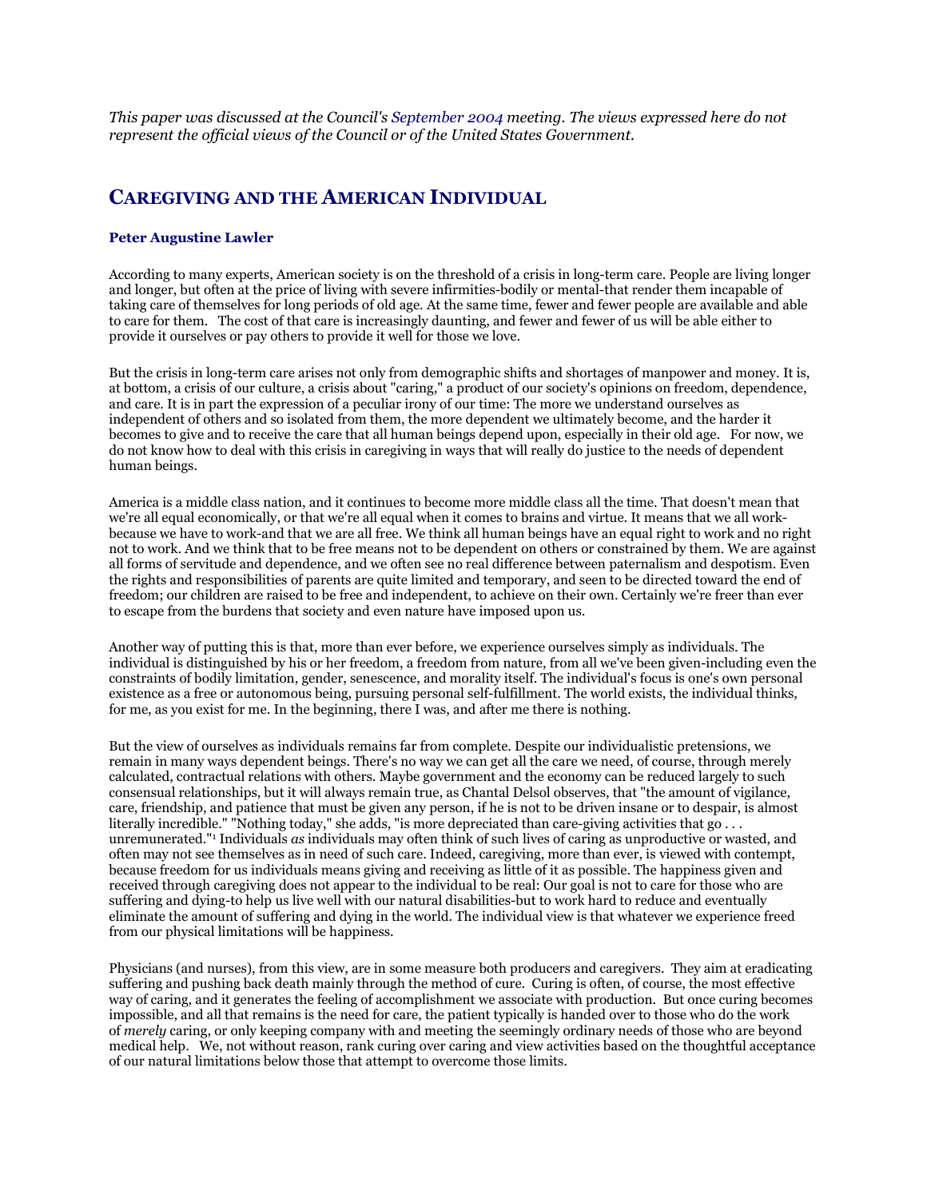*This paper was discussed at the Council's September 2004 meeting. The views expressed here do not represent the official views of the Council or of the United States Government.*

## CAREGIVING AND THE AMERICAN INDIVIDUAL

**Peter Augustine Lawler**

According to many experts, American society is on the threshold of a crisis in long-term care. People are living longer and longer, but often at the price of living with severe infirmities-bodily or mental-that render them incapable of taking care of themselves for long periods of old age. At the same time, fewer and fewer people are available and able to care for them. The cost of that care is increasingly daunting, and fewer and fewer of us will be able either to provide it ourselves or pay others to provide it well for those we love.

But the crisis in long-term care arises not only from demographic shifts and shortages of manpower and money. It is, at bottom, a crisis of our culture, a crisis about "caring," a product of our society's opinions on freedom, dependence, and care. It is in part the expression of a peculiar irony of our time: The more we understand ourselves as independent of others and so isolated from them, the more dependent we ultimately become, and the harder it becomes to give and to receive the care that all human beings depend upon, especially in their old age. For now, we do not know how to deal with this crisis in caregiving in ways that will really do justice to the needs of dependent human beings.

America is a middle class nation, and it continues to become more middle class all the time. That doesn't mean that we're all equal economically, or that we're all equal when it comes to brains and virtue. It means that we all work-because we have to work-and that we are all free. We think all human beings have an equal right to work and no right not to work. And we think that to be free means not to be dependent on others or constrained by them. We are against all forms of servitude and dependence, and we often see no real difference between paternalism and despotism. Even the rights and responsibilities of parents are quite limited and temporary, and seen to be directed toward the end of freedom; our children are raised to be free and independent, to achieve on their own. Certainly we're freer than ever to escape from the burdens that society and even nature have imposed upon us.

Another way of putting this is that, more than ever before, we experience ourselves simply as individuals. The individual is distinguished by his or her freedom, a freedom from nature, from all we've been given-including even the constraints of bodily limitation, gender, senescence, and morality itself. The individual's focus is one's own personal existence as a free or autonomous being, pursuing personal self-fulfillment. The world exists, the individual thinks, for me, as you exist for me. In the beginning, there I was, and after me there is nothing.

But the view of ourselves as individuals remains far from complete. Despite our individualistic pretensions, we remain in many ways dependent beings. There's no way we can get all the care we need, of course, through merely calculated, contractual relations with others. Maybe government and the economy can be reduced largely to such consensual relationships, but it will always remain true, as Chantal Delsol observes, that "the amount of vigilance, care, friendship, and patience that must be given any person, if he is not to be driven insane or to despair, is almost literally incredible." "Nothing today," she adds, "is more depreciated than care-giving activities that go . . . unremunerated."[1] Individuals *as* individuals may often think of such lives of caring as unproductive or wasted, and often may not see themselves as in need of such care. Indeed, caregiving, more than ever, is viewed with contempt, because freedom for us individuals means giving and receiving as little of it as possible. The happiness given and received through caregiving does not appear to the individual to be real: Our goal is not to care for those who are suffering and dying-to help us live well with our natural disabilities-but to work hard to reduce and eventually eliminate the amount of suffering and dying in the world. The individual view is that whatever we experience freed from our physical limitations will be happiness.

Physicians (and nurses), from this view, are in some measure both producers and caregivers. They aim at eradicating suffering and pushing back death mainly through the method of cure. Curing is often, of course, the most effective way of caring, and it generates the feeling of accomplishment we associate with production. But once curing becomes impossible, and all that remains is the need for care, the patient typically is handed over to those who do the work of *merely* caring, or only keeping company with and meeting the seemingly ordinary needs of those who are beyond medical help. We, not without reason, rank curing over caring and view activities based on the thoughtful acceptance of our natural limitations below those that attempt to overcome those limits.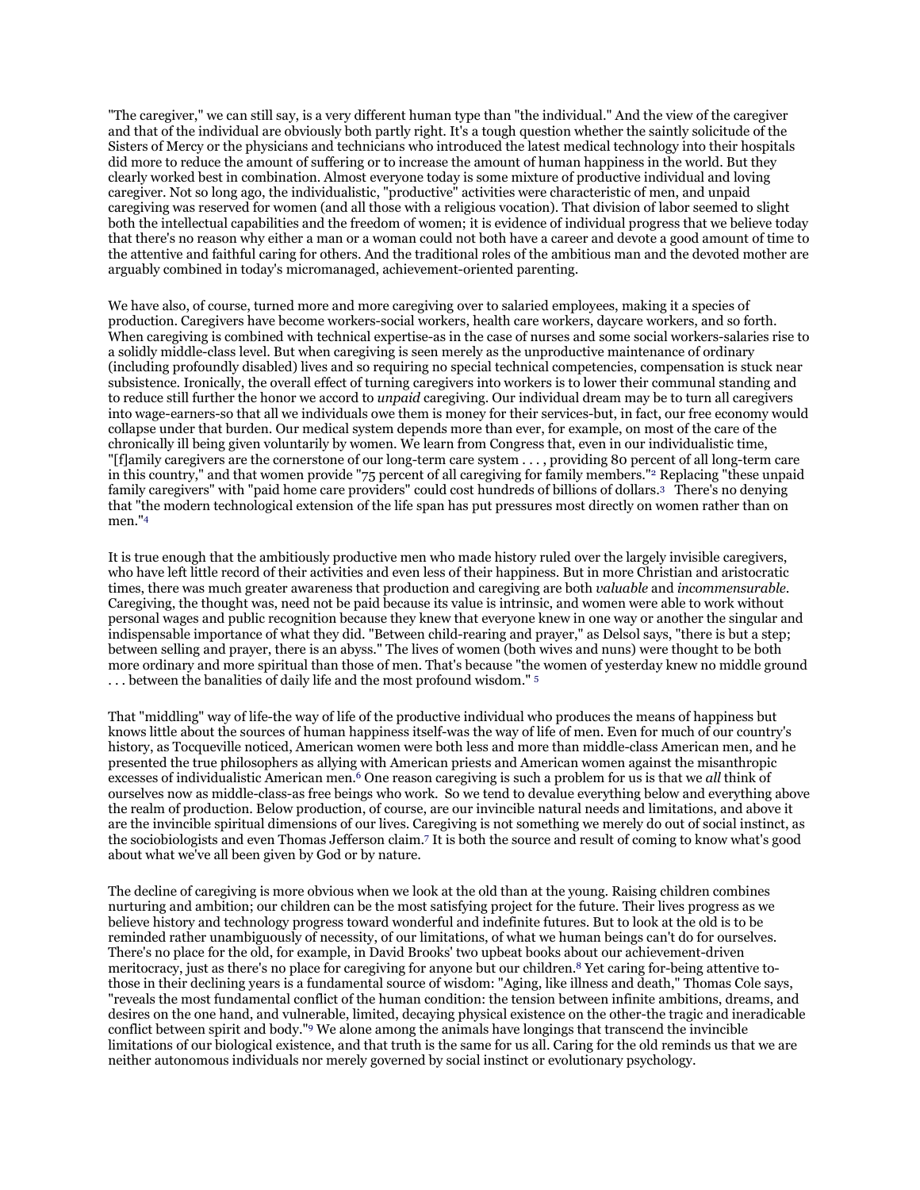"The caregiver," we can still say, is a very different human type than "the individual." And the view of the caregiver and that of the individual are obviously both partly right. It's a tough question whether the saintly solicitude of the Sisters of Mercy or the physicians and technicians who introduced the latest medical technology into their hospitals did more to reduce the amount of suffering or to increase the amount of human happiness in the world. But they clearly worked best in combination. Almost everyone today is some mixture of productive individual and loving caregiver. Not so long ago, the individualistic, "productive" activities were characteristic of men, and unpaid caregiving was reserved for women (and all those with a religious vocation). That division of labor seemed to slight both the intellectual capabilities and the freedom of women; it is evidence of individual progress that we believe today that there's no reason why either a man or a woman could not both have a career and devote a good amount of time to the attentive and faithful caring for others. And the traditional roles of the ambitious man and the devoted mother are arguably combined in today's micromanaged, achievement-oriented parenting.

We have also, of course, turned more and more caregiving over to salaried employees, making it a species of production. Caregivers have become workers-social workers, health care workers, daycare workers, and so forth. When caregiving is combined with technical expertise-as in the case of nurses and some social workers-salaries rise to a solidly middle-class level. But when caregiving is seen merely as the unproductive maintenance of ordinary (including profoundly disabled) lives and so requiring no special technical competencies, compensation is stuck near subsistence. Ironically, the overall effect of turning caregivers into workers is to lower their communal standing and to reduce still further the honor we accord to *unpaid* caregiving. Our individual dream may be to turn all caregivers into wage-earners-so that all we individuals owe them is money for their services-but, in fact, our free economy would collapse under that burden. Our medical system depends more than ever, for example, on most of the care of the chronically ill being given voluntarily by women. We learn from Congress that, even in our individualistic time, "[f]amily caregivers are the cornerstone of our long-term care system . . . , providing 80 percent of all long-term care in this country," and that women provide "75 percent of all caregiving for family members."[2] Replacing "these unpaid family caregivers" with "paid home care providers" could cost hundreds of billions of dollars.[3] There's no denying that "the modern technological extension of the life span has put pressures most directly on women rather than on men."[4]

It is true enough that the ambitiously productive men who made history ruled over the largely invisible caregivers, who have left little record of their activities and even less of their happiness. But in more Christian and aristocratic times, there was much greater awareness that production and caregiving are both *valuable* and *incommensurable*. Caregiving, the thought was, need not be paid because its value is intrinsic, and women were able to work without personal wages and public recognition because they knew that everyone knew in one way or another the singular and indispensable importance of what they did. "Between child-rearing and prayer," as Delsol says, "there is but a step; between selling and prayer, there is an abyss." The lives of women (both wives and nuns) were thought to be both more ordinary and more spiritual than those of men. That's because "the women of yesterday knew no middle ground . . . between the banalities of daily life and the most profound wisdom." [5]

That "middling" way of life-the way of life of the productive individual who produces the means of happiness but knows little about the sources of human happiness itself-was the way of life of men. Even for much of our country's history, as Tocqueville noticed, American women were both less and more than middle-class American men, and he presented the true philosophers as allying with American priests and American women against the misanthropic excesses of individualistic American men.[6] One reason caregiving is such a problem for us is that we *all* think of ourselves now as middle-class-as free beings who work. So we tend to devalue everything below and everything above the realm of production. Below production, of course, are our invincible natural needs and limitations, and above it are the invincible spiritual dimensions of our lives. Caregiving is not something we merely do out of social instinct, as the sociobiologists and even Thomas Jefferson claim.[7] It is both the source and result of coming to know what's good about what we've all been given by God or by nature.

The decline of caregiving is more obvious when we look at the old than at the young. Raising children combines nurturing and ambition; our children can be the most satisfying project for the future. Their lives progress as we believe history and technology progress toward wonderful and indefinite futures. But to look at the old is to be reminded rather unambiguously of necessity, of our limitations, of what we human beings can't do for ourselves. There's no place for the old, for example, in David Brooks' two upbeat books about our achievement-driven meritocracy, just as there's no place for caregiving for anyone but our children.[8] Yet caring for-being attentive to-those in their declining years is a fundamental source of wisdom: "Aging, like illness and death," Thomas Cole says, "reveals the most fundamental conflict of the human condition: the tension between infinite ambitions, dreams, and desires on the one hand, and vulnerable, limited, decaying physical existence on the other-the tragic and ineradicable conflict between spirit and body."[9] We alone among the animals have longings that transcend the invincible limitations of our biological existence, and that truth is the same for us all. Caring for the old reminds us that we are neither autonomous individuals nor merely governed by social instinct or evolutionary psychology.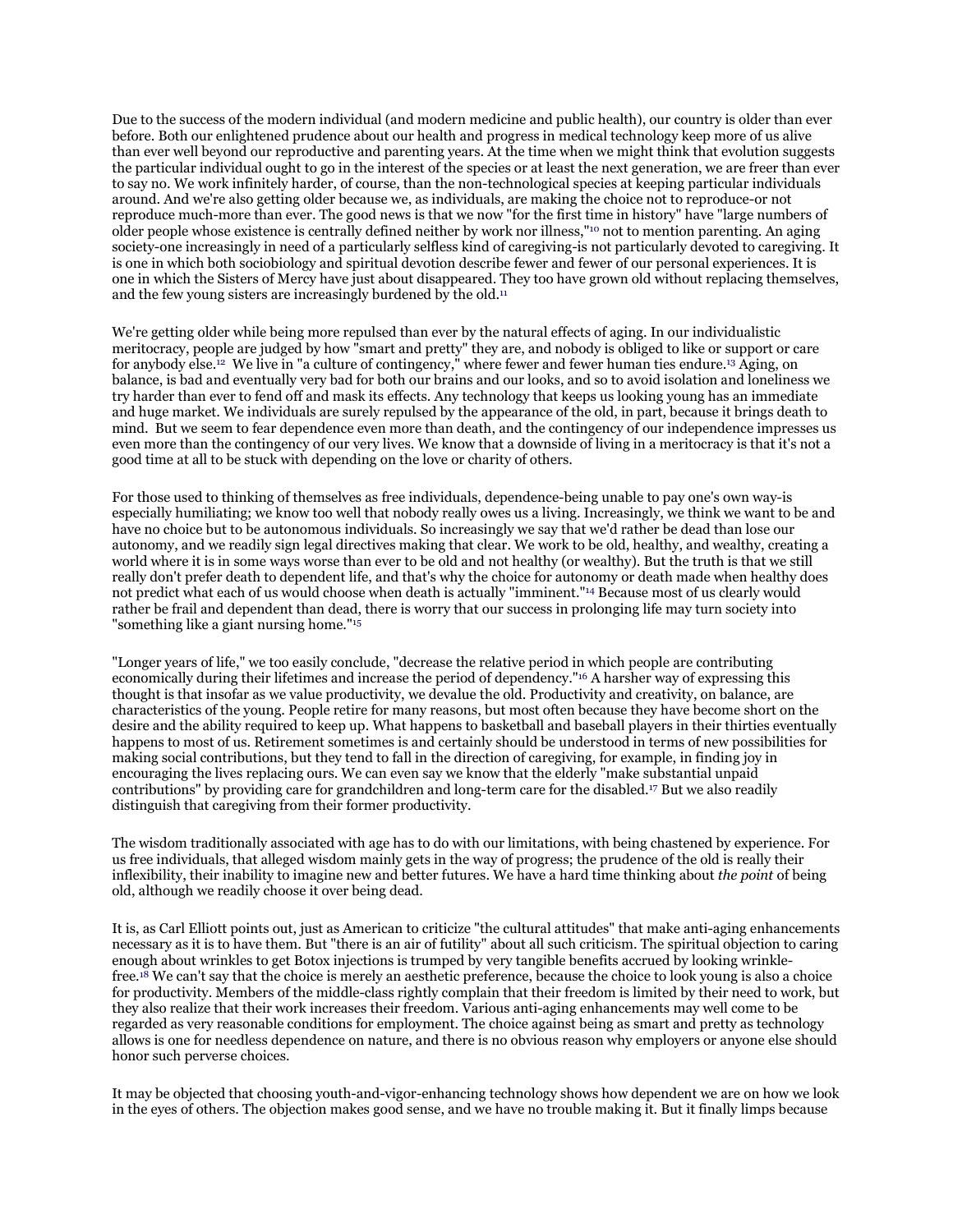Due to the success of the modern individual (and modern medicine and public health), our country is older than ever before. Both our enlightened prudence about our health and progress in medical technology keep more of us alive than ever well beyond our reproductive and parenting years. At the time when we might think that evolution suggests the particular individual ought to go in the interest of the species or at least the next generation, we are freer than ever to say no. We work infinitely harder, of course, than the non-technological species at keeping particular individuals around. And we're also getting older because we, as individuals, are making the choice not to reproduce-or not reproduce much-more than ever. The good news is that we now "for the first time in history" have "large numbers of older people whose existence is centrally defined neither by work nor illness,"[10] not to mention parenting. An aging society-one increasingly in need of a particularly selfless kind of caregiving-is not particularly devoted to caregiving. It is one in which both sociobiology and spiritual devotion describe fewer and fewer of our personal experiences. It is one in which the Sisters of Mercy have just about disappeared. They too have grown old without replacing themselves, and the few young sisters are increasingly burdened by the old.[11]

We're getting older while being more repulsed than ever by the natural effects of aging. In our individualistic meritocracy, people are judged by how "smart and pretty" they are, and nobody is obliged to like or support or care for anybody else.[12] We live in "a culture of contingency," where fewer and fewer human ties endure.[13] Aging, on balance, is bad and eventually very bad for both our brains and our looks, and so to avoid isolation and loneliness we try harder than ever to fend off and mask its effects. Any technology that keeps us looking young has an immediate and huge market. We individuals are surely repulsed by the appearance of the old, in part, because it brings death to mind. But we seem to fear dependence even more than death, and the contingency of our independence impresses us even more than the contingency of our very lives. We know that a downside of living in a meritocracy is that it's not a good time at all to be stuck with depending on the love or charity of others.

For those used to thinking of themselves as free individuals, dependence-being unable to pay one's own way-is especially humiliating; we know too well that nobody really owes us a living. Increasingly, we think we want to be and have no choice but to be autonomous individuals. So increasingly we say that we'd rather be dead than lose our autonomy, and we readily sign legal directives making that clear. We work to be old, healthy, and wealthy, creating a world where it is in some ways worse than ever to be old and not healthy (or wealthy). But the truth is that we still really don't prefer death to dependent life, and that's why the choice for autonomy or death made when healthy does not predict what each of us would choose when death is actually "imminent."[14] Because most of us clearly would rather be frail and dependent than dead, there is worry that our success in prolonging life may turn society into "something like a giant nursing home."[15]

"Longer years of life," we too easily conclude, "decrease the relative period in which people are contributing economically during their lifetimes and increase the period of dependency."[16] A harsher way of expressing this thought is that insofar as we value productivity, we devalue the old. Productivity and creativity, on balance, are characteristics of the young. People retire for many reasons, but most often because they have become short on the desire and the ability required to keep up. What happens to basketball and baseball players in their thirties eventually happens to most of us. Retirement sometimes is and certainly should be understood in terms of new possibilities for making social contributions, but they tend to fall in the direction of caregiving, for example, in finding joy in encouraging the lives replacing ours. We can even say we know that the elderly "make substantial unpaid contributions" by providing care for grandchildren and long-term care for the disabled.[17] But we also readily distinguish that caregiving from their former productivity.

The wisdom traditionally associated with age has to do with our limitations, with being chastened by experience. For us free individuals, that alleged wisdom mainly gets in the way of progress; the prudence of the old is really their inflexibility, their inability to imagine new and better futures. We have a hard time thinking about *the point* of being old, although we readily choose it over being dead.

It is, as Carl Elliott points out, just as American to criticize "the cultural attitudes" that make anti-aging enhancements necessary as it is to have them. But "there is an air of futility" about all such criticism. The spiritual objection to caring enough about wrinkles to get Botox injections is trumped by very tangible benefits accrued by looking wrinkle-free.[18] We can't say that the choice is merely an aesthetic preference, because the choice to look young is also a choice for productivity. Members of the middle-class rightly complain that their freedom is limited by their need to work, but they also realize that their work increases their freedom. Various anti-aging enhancements may well come to be regarded as very reasonable conditions for employment. The choice against being as smart and pretty as technology allows is one for needless dependence on nature, and there is no obvious reason why employers or anyone else should honor such perverse choices.

It may be objected that choosing youth-and-vigor-enhancing technology shows how dependent we are on how we look in the eyes of others. The objection makes good sense, and we have no trouble making it. But it finally limps because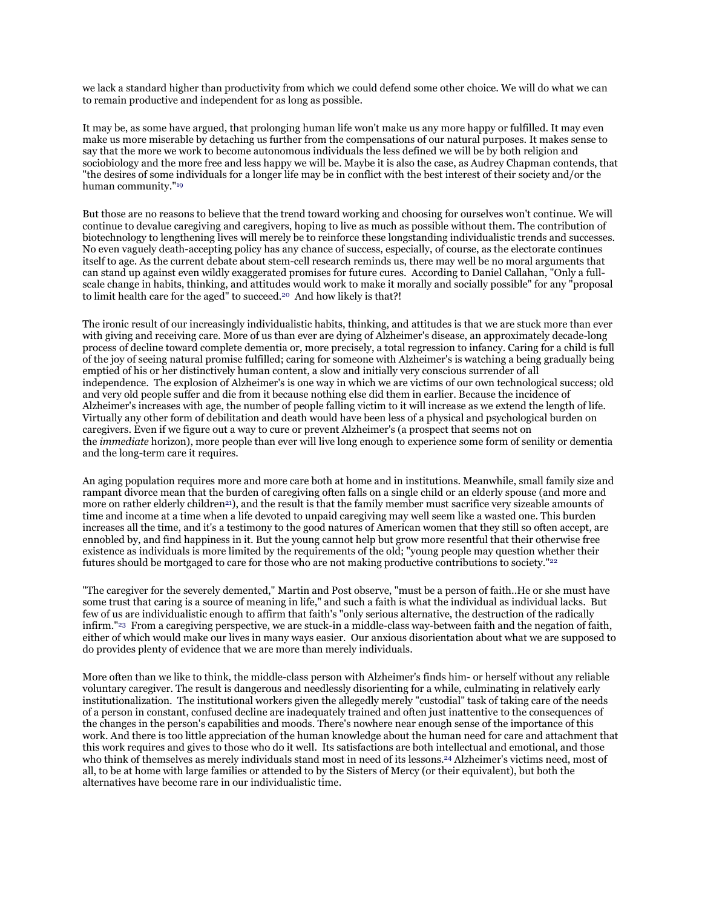we lack a standard higher than productivity from which we could defend some other choice. We will do what we can to remain productive and independent for as long as possible.

It may be, as some have argued, that prolonging human life won't make us any more happy or fulfilled. It may even make us more miserable by detaching us further from the compensations of our natural purposes. It makes sense to say that the more we work to become autonomous individuals the less defined we will be by both religion and sociobiology and the more free and less happy we will be. Maybe it is also the case, as Audrey Chapman contends, that "the desires of some individuals for a longer life may be in conflict with the best interest of their society and/or the human community."[19]

But those are no reasons to believe that the trend toward working and choosing for ourselves won't continue. We will continue to devalue caregiving and caregivers, hoping to live as much as possible without them. The contribution of biotechnology to lengthening lives will merely be to reinforce these longstanding individualistic trends and successes. No even vaguely death-accepting policy has any chance of success, especially, of course, as the electorate continues itself to age. As the current debate about stem-cell research reminds us, there may well be no moral arguments that can stand up against even wildly exaggerated promises for future cures. According to Daniel Callahan, "Only a full-scale change in habits, thinking, and attitudes would work to make it morally and socially possible" for any "proposal to limit health care for the aged" to succeed.[20] And how likely is that?!

The ironic result of our increasingly individualistic habits, thinking, and attitudes is that we are stuck more than ever with giving and receiving care. More of us than ever are dying of Alzheimer's disease, an approximately decade-long process of decline toward complete dementia or, more precisely, a total regression to infancy. Caring for a child is full of the joy of seeing natural promise fulfilled; caring for someone with Alzheimer's is watching a being gradually being emptied of his or her distinctively human content, a slow and initially very conscious surrender of all independence. The explosion of Alzheimer's is one way in which we are victims of our own technological success; old and very old people suffer and die from it because nothing else did them in earlier. Because the incidence of Alzheimer's increases with age, the number of people falling victim to it will increase as we extend the length of life. Virtually any other form of debilitation and death would have been less of a physical and psychological burden on caregivers. Even if we figure out a way to cure or prevent Alzheimer's (a prospect that seems not on the *immediate* horizon), more people than ever will live long enough to experience some form of senility or dementia and the long-term care it requires.

An aging population requires more and more care both at home and in institutions. Meanwhile, small family size and rampant divorce mean that the burden of caregiving often falls on a single child or an elderly spouse (and more and more on rather elderly children[21]), and the result is that the family member must sacrifice very sizeable amounts of time and income at a time when a life devoted to unpaid caregiving may well seem like a wasted one. This burden increases all the time, and it's a testimony to the good natures of American women that they still so often accept, are ennobled by, and find happiness in it. But the young cannot help but grow more resentful that their otherwise free existence as individuals is more limited by the requirements of the old; "young people may question whether their futures should be mortgaged to care for those who are not making productive contributions to society."[22]

"The caregiver for the severely demented," Martin and Post observe, "must be a person of faith..He or she must have some trust that caring is a source of meaning in life," and such a faith is what the individual as individual lacks. But few of us are individualistic enough to affirm that faith's "only serious alternative, the destruction of the radically infirm."[23] From a caregiving perspective, we are stuck-in a middle-class way-between faith and the negation of faith, either of which would make our lives in many ways easier. Our anxious disorientation about what we are supposed to do provides plenty of evidence that we are more than merely individuals.

More often than we like to think, the middle-class person with Alzheimer's finds him- or herself without any reliable voluntary caregiver. The result is dangerous and needlessly disorienting for a while, culminating in relatively early institutionalization. The institutional workers given the allegedly merely "custodial" task of taking care of the needs of a person in constant, confused decline are inadequately trained and often just inattentive to the consequences of the changes in the person's capabilities and moods. There's nowhere near enough sense of the importance of this work. And there is too little appreciation of the human knowledge about the human need for care and attachment that this work requires and gives to those who do it well. Its satisfactions are both intellectual and emotional, and those who think of themselves as merely individuals stand most in need of its lessons.[24] Alzheimer's victims need, most of all, to be at home with large families or attended to by the Sisters of Mercy (or their equivalent), but both the alternatives have become rare in our individualistic time.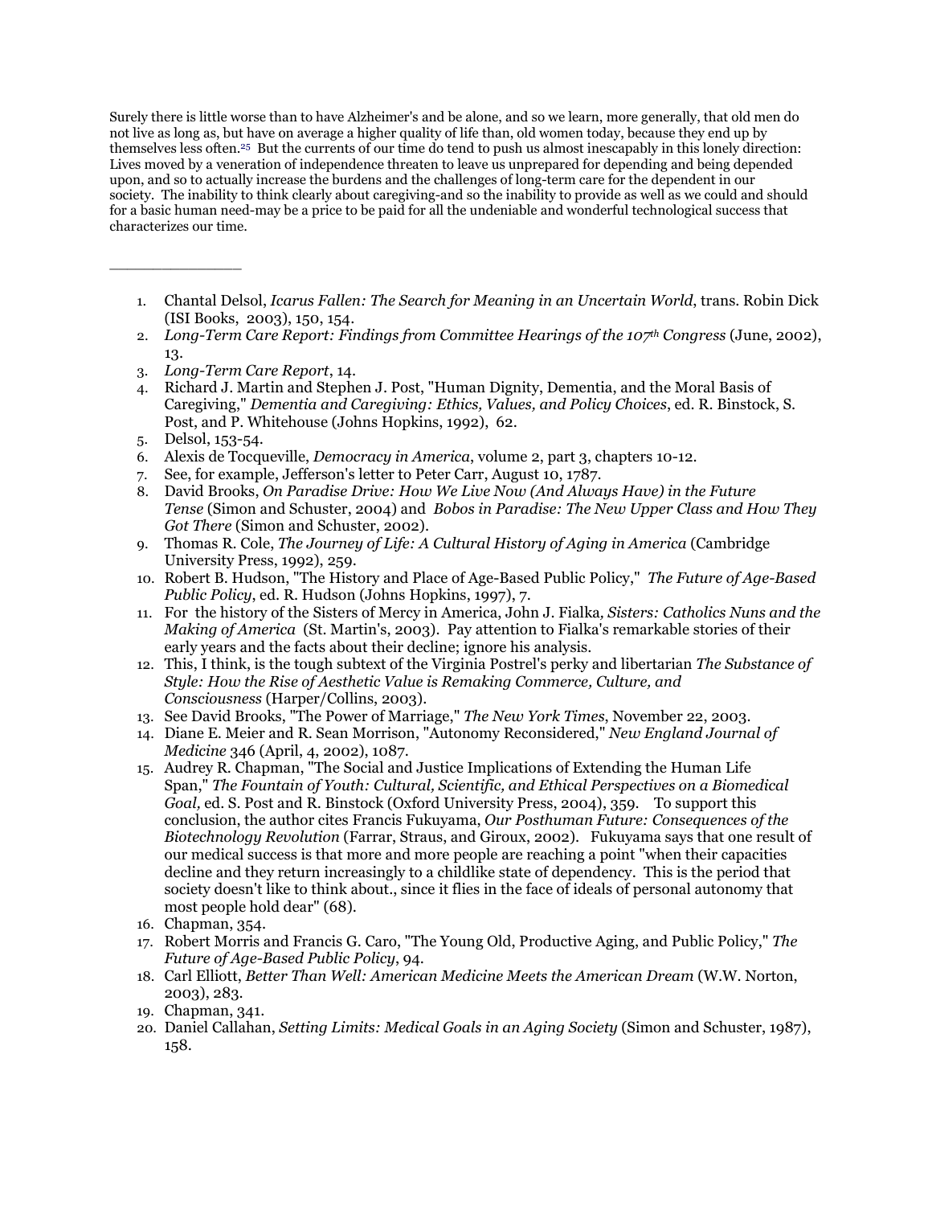Surely there is little worse than to have Alzheimer's and be alone, and so we learn, more generally, that old men do not live as long as, but have on average a higher quality of life than, old women today, because they end up by themselves less often.[25] But the currents of our time do tend to push us almost inescapably in this lonely direction: Lives moved by a veneration of independence threaten to leave us unprepared for depending and being depended upon, and so to actually increase the burdens and the challenges of long-term care for the dependent in our society. The inability to think clearly about caregiving-and so the inability to provide as well as we could and should for a basic human need-may be a price to be paid for all the undeniable and wonderful technological success that characterizes our time.

---

1. Chantal Delsol, *Icarus Fallen: The Search for Meaning in an Uncertain World*, trans. Robin Dick (ISI Books, 2003), 150, 154.
2. *Long-Term Care Report: Findings from Committee Hearings of the 107th Congress* (June, 2002), 13.
3. *Long-Term Care Report*, 14.
4. Richard J. Martin and Stephen J. Post, "Human Dignity, Dementia, and the Moral Basis of Caregiving," *Dementia and Caregiving: Ethics, Values, and Policy Choices*, ed. R. Binstock, S. Post, and P. Whitehouse (Johns Hopkins, 1992), 62.
5. Delsol, 153-54.
6. Alexis de Tocqueville, *Democracy in America*, volume 2, part 3, chapters 10-12.
7. See, for example, Jefferson's letter to Peter Carr, August 10, 1787.
8. David Brooks, *On Paradise Drive: How We Live Now (And Always Have) in the Future Tense* (Simon and Schuster, 2004) and *Bobos in Paradise: The New Upper Class and How They Got There* (Simon and Schuster, 2002).
9. Thomas R. Cole, *The Journey of Life: A Cultural History of Aging in America* (Cambridge University Press, 1992), 259.
10. Robert B. Hudson, "The History and Place of Age-Based Public Policy," *The Future of Age-Based Public Policy*, ed. R. Hudson (Johns Hopkins, 1997), 7.
11. For the history of the Sisters of Mercy in America, John J. Fialka, *Sisters: Catholics Nuns and the Making of America* (St. Martin's, 2003). Pay attention to Fialka's remarkable stories of their early years and the facts about their decline; ignore his analysis.
12. This, I think, is the tough subtext of the Virginia Postrel's perky and libertarian *The Substance of Style: How the Rise of Aesthetic Value is Remaking Commerce, Culture, and Consciousness* (Harper/Collins, 2003).
13. See David Brooks, "The Power of Marriage," *The New York Times*, November 22, 2003.
14. Diane E. Meier and R. Sean Morrison, "Autonomy Reconsidered," *New England Journal of Medicine* 346 (April, 4, 2002), 1087.
15. Audrey R. Chapman, "The Social and Justice Implications of Extending the Human Life Span," *The Fountain of Youth: Cultural, Scientific, and Ethical Perspectives on a Biomedical Goal,* ed. S. Post and R. Binstock (Oxford University Press, 2004), 359. To support this conclusion, the author cites Francis Fukuyama, *Our Posthuman Future: Consequences of the Biotechnology Revolution* (Farrar, Straus, and Giroux, 2002). Fukuyama says that one result of our medical success is that more and more people are reaching a point "when their capacities decline and they return increasingly to a childlike state of dependency. This is the period that society doesn't like to think about., since it flies in the face of ideals of personal autonomy that most people hold dear" (68).
16. Chapman, 354.
17. Robert Morris and Francis G. Caro, "The Young Old, Productive Aging, and Public Policy," *The Future of Age-Based Public Policy*, 94.
18. Carl Elliott, *Better Than Well: American Medicine Meets the American Dream* (W.W. Norton, 2003), 283.
19. Chapman, 341.
20. Daniel Callahan, *Setting Limits: Medical Goals in an Aging Society* (Simon and Schuster, 1987), 158.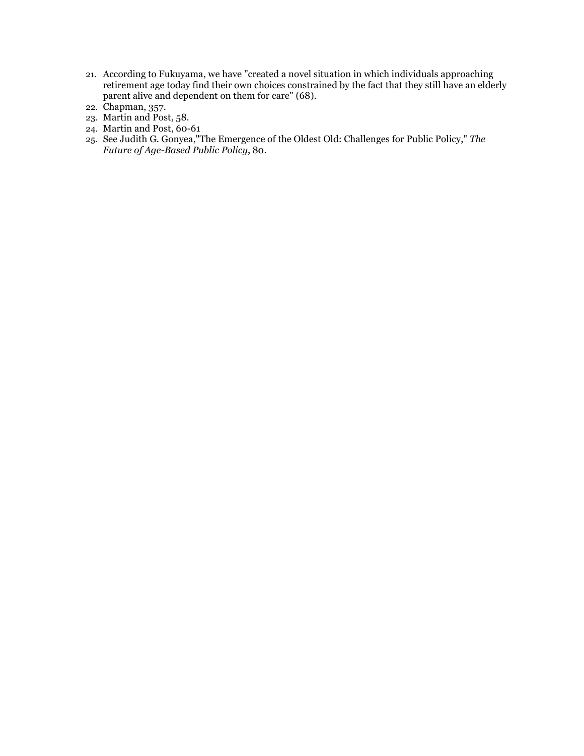21. According to Fukuyama, we have "created a novel situation in which individuals approaching retirement age today find their own choices constrained by the fact that they still have an elderly parent alive and dependent on them for care" (68).
22. Chapman, 357.
23. Martin and Post, 58.
24. Martin and Post, 60-61
25. See Judith G. Gonyea,"The Emergence of the Oldest Old: Challenges for Public Policy," *The Future of Age-Based Public Policy*, 80.